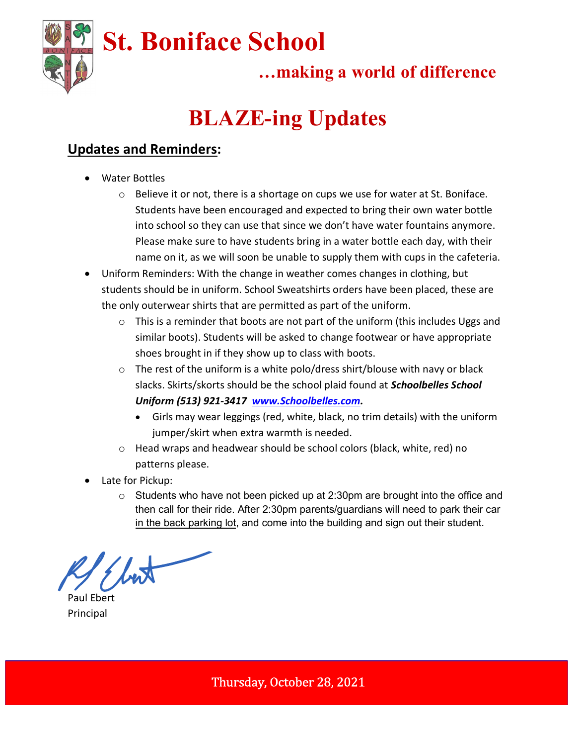# St. Boniface School

**…making a world of difference**

# BLAZE-ing Updates

## Updates and Reminders:

- Water Bottles
  - Believe it or not, there is a shortage on cups we use for water at St. Boniface. Students have been encouraged and expected to bring their own water bottle into school so they can use that since we don't have water fountains anymore. Please make sure to have students bring in a water bottle each day, with their name on it, as we will soon be unable to supply them with cups in the cafeteria.
- Uniform Reminders: With the change in weather comes changes in clothing, but students should be in uniform. School Sweatshirts orders have been placed, these are the only outerwear shirts that are permitted as part of the uniform.
  - This is a reminder that boots are not part of the uniform (this includes Uggs and similar boots). Students will be asked to change footwear or have appropriate shoes brought in if they show up to class with boots.
  - The rest of the uniform is a white polo/dress shirt/blouse with navy or black slacks. Skirts/skorts should be the school plaid found at ***Schoolbelles School Uniform (513) 921-3417 [www.Schoolbelles.com](http://www.Schoolbelles.com).***
    - Girls may wear leggings (red, white, black, no trim details) with the uniform jumper/skirt when extra warmth is needed.
  - Head wraps and headwear should be school colors (black, white, red) no patterns please.
- Late for Pickup:
  - Students who have not been picked up at 2:30pm are brought into the office and then call for their ride. After 2:30pm parents/guardians will need to park their car in the back parking lot, and come into the building and sign out their student.

Paul Ebert
Principal

Thursday, October 28, 2021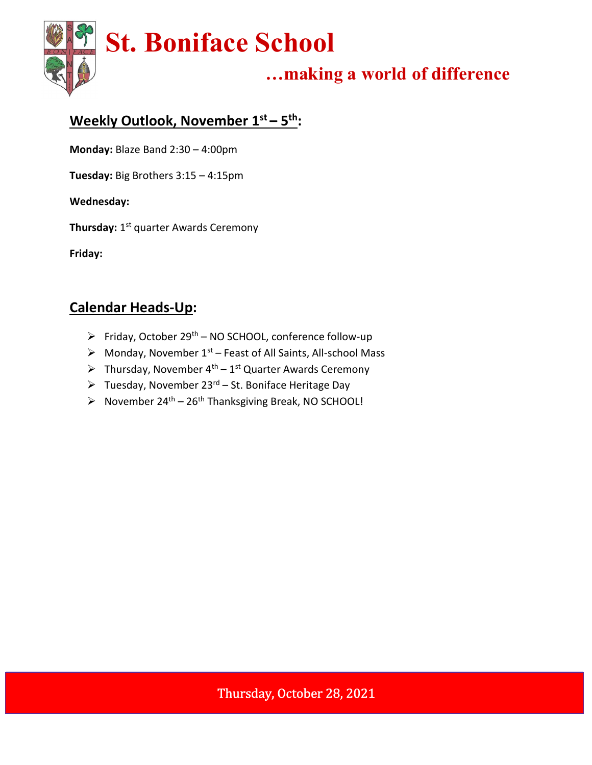# St. Boniface School

**…making a world of difference**

## Weekly Outlook, November 1st – 5th:

**Monday:** Blaze Band 2:30 – 4:00pm

**Tuesday:** Big Brothers 3:15 – 4:15pm

**Wednesday:**

**Thursday:** 1st quarter Awards Ceremony

**Friday:**

## Calendar Heads-Up:

- Friday, October 29th – NO SCHOOL, conference follow-up
- Monday, November 1st – Feast of All Saints, All-school Mass
- Thursday, November 4th – 1st Quarter Awards Ceremony
- Tuesday, November 23rd – St. Boniface Heritage Day
- November 24th – 26th Thanksgiving Break, NO SCHOOL!

Thursday, October 28, 2021